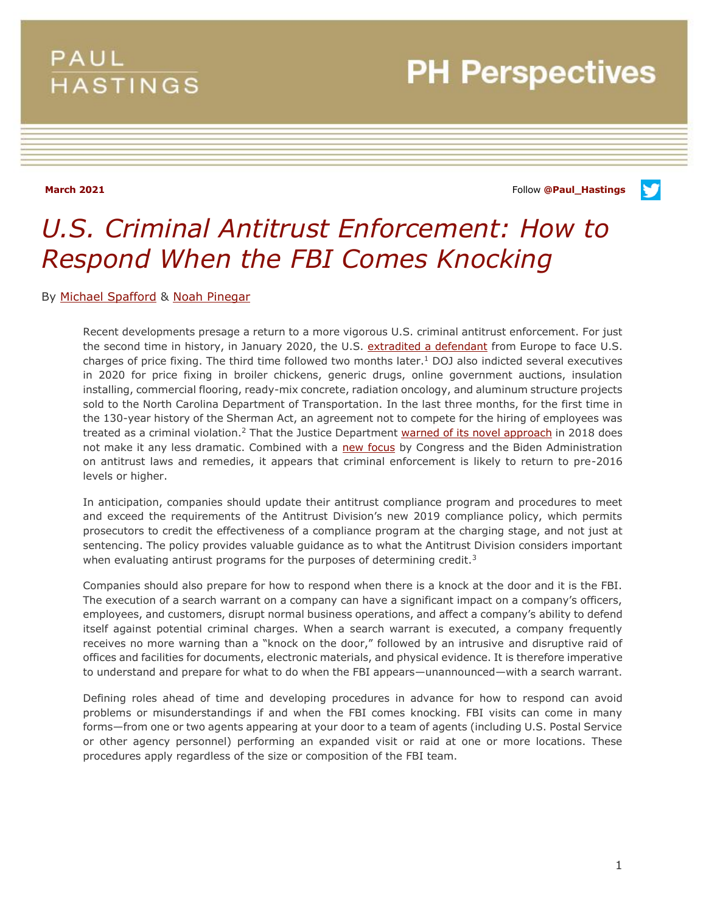PAUL HASTINGS

**PH Perspectives**

**March 2021**

Follow **@Paul_Hastings**

# *U.S. Criminal Antitrust Enforcement: How to Respond When the FBI Comes Knocking*

By Michael Spafford & Noah Pinegar

Recent developments presage a return to a more vigorous U.S. criminal antitrust enforcement. For just the second time in history, in January 2020, the U.S. extradited a defendant from Europe to face U.S. charges of price fixing. The third time followed two months later.[1] DOJ also indicted several executives in 2020 for price fixing in broiler chickens, generic drugs, online government auctions, insulation installing, commercial flooring, ready-mix concrete, radiation oncology, and aluminum structure projects sold to the North Carolina Department of Transportation. In the last three months, for the first time in the 130-year history of the Sherman Act, an agreement not to compete for the hiring of employees was treated as a criminal violation.[2] That the Justice Department warned of its novel approach in 2018 does not make it any less dramatic. Combined with a new focus by Congress and the Biden Administration on antitrust laws and remedies, it appears that criminal enforcement is likely to return to pre-2016 levels or higher.

In anticipation, companies should update their antitrust compliance program and procedures to meet and exceed the requirements of the Antitrust Division's new 2019 compliance policy, which permits prosecutors to credit the effectiveness of a compliance program at the charging stage, and not just at sentencing. The policy provides valuable guidance as to what the Antitrust Division considers important when evaluating antitrust programs for the purposes of determining credit.[3]

Companies should also prepare for how to respond when there is a knock at the door and it is the FBI. The execution of a search warrant on a company can have a significant impact on a company's officers, employees, and customers, disrupt normal business operations, and affect a company's ability to defend itself against potential criminal charges. When a search warrant is executed, a company frequently receives no more warning than a "knock on the door," followed by an intrusive and disruptive raid of offices and facilities for documents, electronic materials, and physical evidence. It is therefore imperative to understand and prepare for what to do when the FBI appears—unannounced—with a search warrant.

Defining roles ahead of time and developing procedures in advance for how to respond can avoid problems or misunderstandings if and when the FBI comes knocking. FBI visits can come in many forms—from one or two agents appearing at your door to a team of agents (including U.S. Postal Service or other agency personnel) performing an expanded visit or raid at one or more locations. These procedures apply regardless of the size or composition of the FBI team.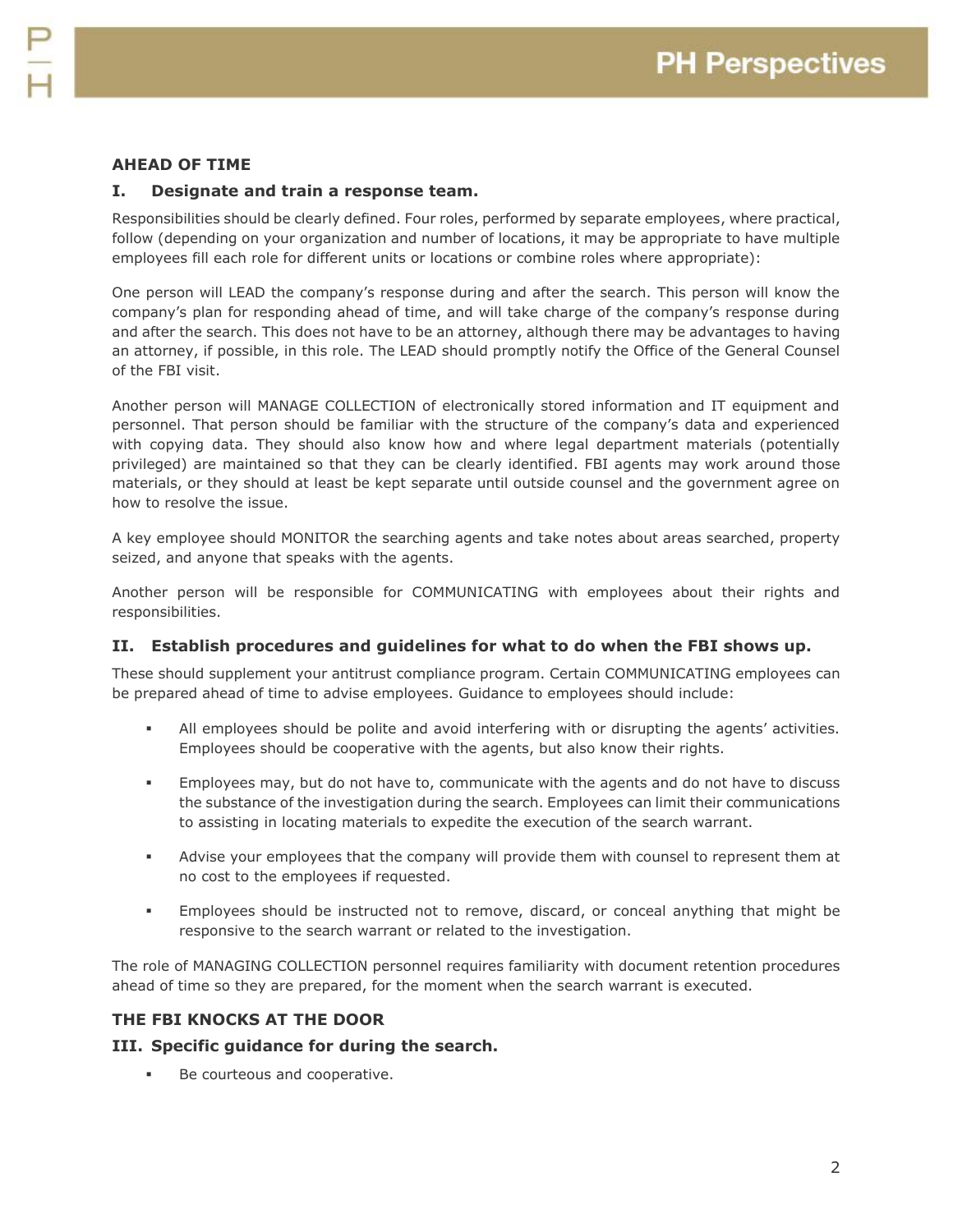## AHEAD OF TIME

### I. Designate and train a response team.

Responsibilities should be clearly defined. Four roles, performed by separate employees, where practical, follow (depending on your organization and number of locations, it may be appropriate to have multiple employees fill each role for different units or locations or combine roles where appropriate):

One person will LEAD the company's response during and after the search. This person will know the company's plan for responding ahead of time, and will take charge of the company's response during and after the search. This does not have to be an attorney, although there may be advantages to having an attorney, if possible, in this role. The LEAD should promptly notify the Office of the General Counsel of the FBI visit.

Another person will MANAGE COLLECTION of electronically stored information and IT equipment and personnel. That person should be familiar with the structure of the company's data and experienced with copying data. They should also know how and where legal department materials (potentially privileged) are maintained so that they can be clearly identified. FBI agents may work around those materials, or they should at least be kept separate until outside counsel and the government agree on how to resolve the issue.

A key employee should MONITOR the searching agents and take notes about areas searched, property seized, and anyone that speaks with the agents.

Another person will be responsible for COMMUNICATING with employees about their rights and responsibilities.

### II. Establish procedures and guidelines for what to do when the FBI shows up.

These should supplement your antitrust compliance program. Certain COMMUNICATING employees can be prepared ahead of time to advise employees. Guidance to employees should include:

- All employees should be polite and avoid interfering with or disrupting the agents' activities. Employees should be cooperative with the agents, but also know their rights.
- Employees may, but do not have to, communicate with the agents and do not have to discuss the substance of the investigation during the search. Employees can limit their communications to assisting in locating materials to expedite the execution of the search warrant.
- Advise your employees that the company will provide them with counsel to represent them at no cost to the employees if requested.
- Employees should be instructed not to remove, discard, or conceal anything that might be responsive to the search warrant or related to the investigation.

The role of MANAGING COLLECTION personnel requires familiarity with document retention procedures ahead of time so they are prepared, for the moment when the search warrant is executed.

## THE FBI KNOCKS AT THE DOOR

### III. Specific guidance for during the search.

- Be courteous and cooperative.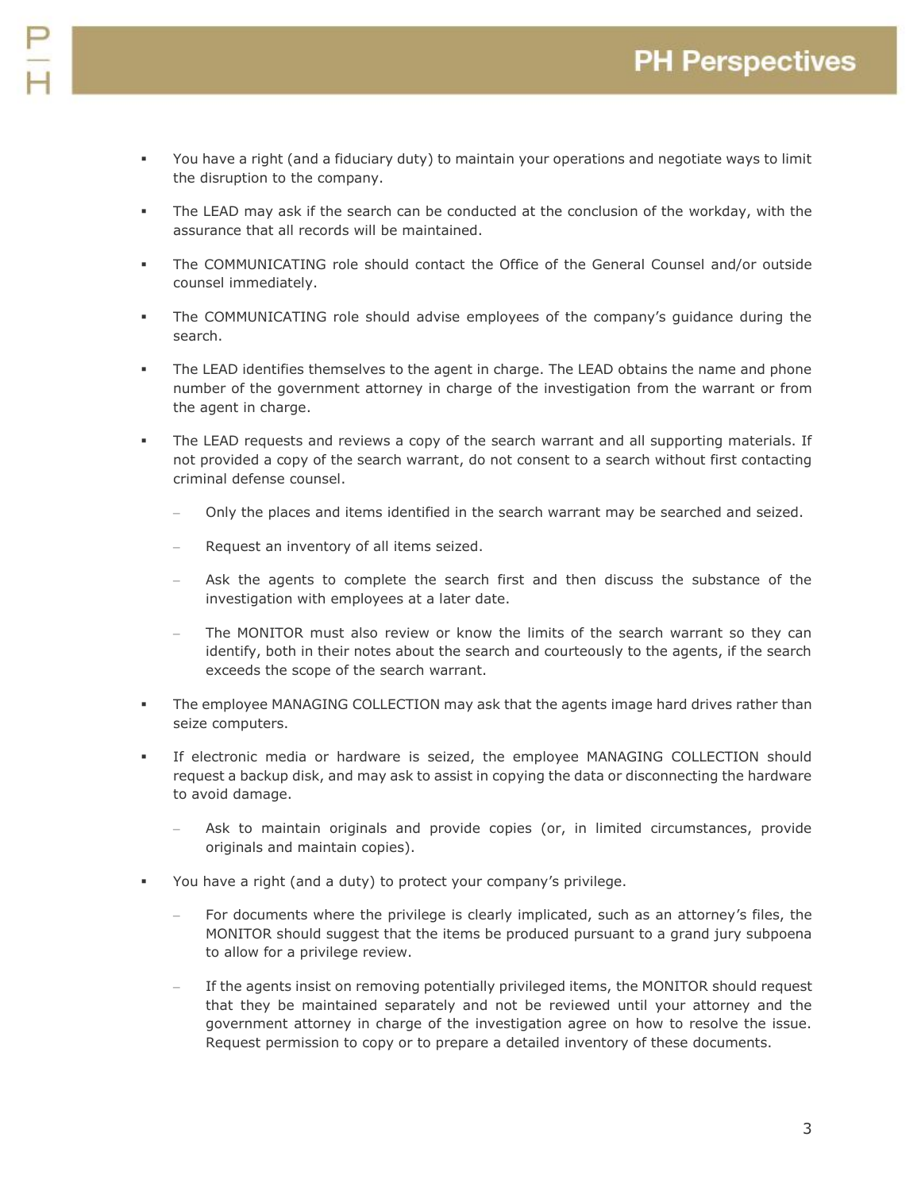- You have a right (and a fiduciary duty) to maintain your operations and negotiate ways to limit the disruption to the company.
- The LEAD may ask if the search can be conducted at the conclusion of the workday, with the assurance that all records will be maintained.
- The COMMUNICATING role should contact the Office of the General Counsel and/or outside counsel immediately.
- The COMMUNICATING role should advise employees of the company's guidance during the search.
- The LEAD identifies themselves to the agent in charge. The LEAD obtains the name and phone number of the government attorney in charge of the investigation from the warrant or from the agent in charge.
- The LEAD requests and reviews a copy of the search warrant and all supporting materials. If not provided a copy of the search warrant, do not consent to a search without first contacting criminal defense counsel.
  - Only the places and items identified in the search warrant may be searched and seized.
  - Request an inventory of all items seized.
  - Ask the agents to complete the search first and then discuss the substance of the investigation with employees at a later date.
  - The MONITOR must also review or know the limits of the search warrant so they can identify, both in their notes about the search and courteously to the agents, if the search exceeds the scope of the search warrant.
- The employee MANAGING COLLECTION may ask that the agents image hard drives rather than seize computers.
- If electronic media or hardware is seized, the employee MANAGING COLLECTION should request a backup disk, and may ask to assist in copying the data or disconnecting the hardware to avoid damage.
  - Ask to maintain originals and provide copies (or, in limited circumstances, provide originals and maintain copies).
- You have a right (and a duty) to protect your company's privilege.
  - For documents where the privilege is clearly implicated, such as an attorney's files, the MONITOR should suggest that the items be produced pursuant to a grand jury subpoena to allow for a privilege review.
  - If the agents insist on removing potentially privileged items, the MONITOR should request that they be maintained separately and not be reviewed until your attorney and the government attorney in charge of the investigation agree on how to resolve the issue. Request permission to copy or to prepare a detailed inventory of these documents.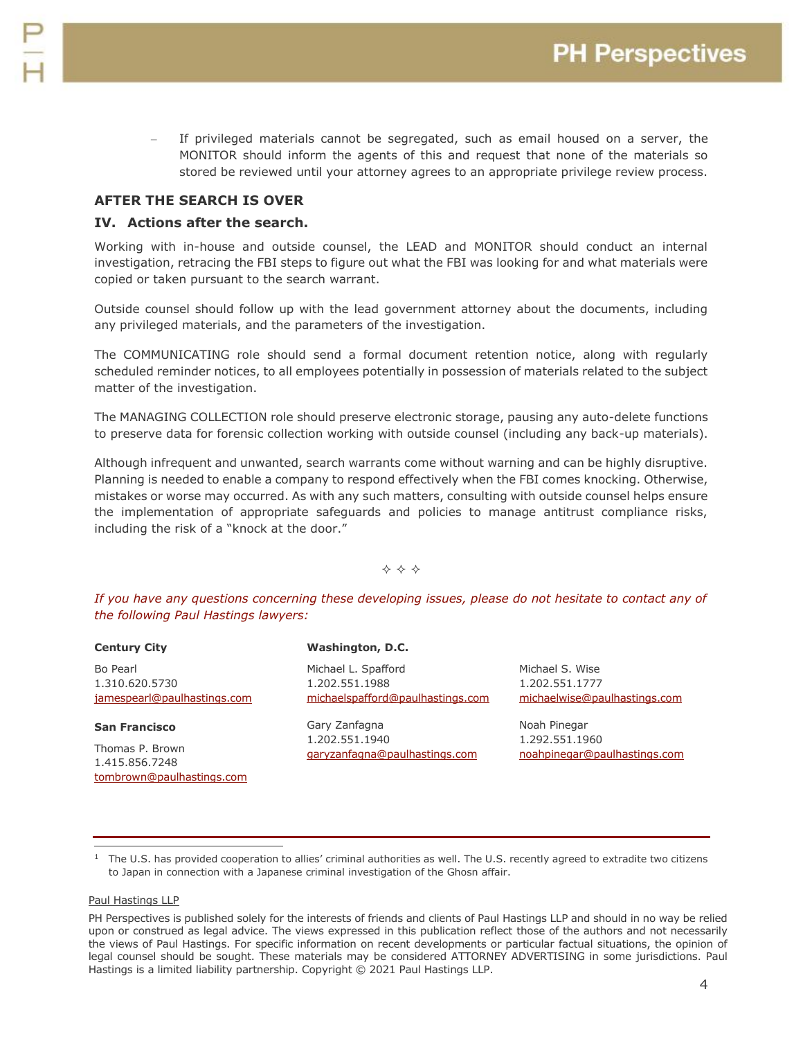- If privileged materials cannot be segregated, such as email housed on a server, the MONITOR should inform the agents of this and request that none of the materials so stored be reviewed until your attorney agrees to an appropriate privilege review process.

## AFTER THE SEARCH IS OVER

### IV. Actions after the search.

Working with in-house and outside counsel, the LEAD and MONITOR should conduct an internal investigation, retracing the FBI steps to figure out what the FBI was looking for and what materials were copied or taken pursuant to the search warrant.

Outside counsel should follow up with the lead government attorney about the documents, including any privileged materials, and the parameters of the investigation.

The COMMUNICATING role should send a formal document retention notice, along with regularly scheduled reminder notices, to all employees potentially in possession of materials related to the subject matter of the investigation.

The MANAGING COLLECTION role should preserve electronic storage, pausing any auto-delete functions to preserve data for forensic collection working with outside counsel (including any back-up materials).

Although infrequent and unwanted, search warrants come without warning and can be highly disruptive. Planning is needed to enable a company to respond effectively when the FBI comes knocking. Otherwise, mistakes or worse may occurred. As with any such matters, consulting with outside counsel helps ensure the implementation of appropriate safeguards and policies to manage antitrust compliance risks, including the risk of a "knock at the door."

✧ ✧ ✧

*If you have any questions concerning these developing issues, please do not hesitate to contact any of the following Paul Hastings lawyers:*

**Century City**

Bo Pearl
1.310.620.5730
jamespearl@paulhastings.com

**San Francisco**

Thomas P. Brown
1.415.856.7248
tombrown@paulhastings.com

**Washington, D.C.**

Michael L. Spafford
1.202.551.1988
michaelspafford@paulhastings.com

Gary Zanfagna
1.202.551.1940
garyzanfagna@paulhastings.com

Michael S. Wise
1.202.551.1777
michaelwise@paulhastings.com

Noah Pinegar
1.292.551.1960
noahpinegar@paulhastings.com

---

[1] The U.S. has provided cooperation to allies' criminal authorities as well. The U.S. recently agreed to extradite two citizens to Japan in connection with a Japanese criminal investigation of the Ghosn affair.

Paul Hastings LLP

PH Perspectives is published solely for the interests of friends and clients of Paul Hastings LLP and should in no way be relied upon or construed as legal advice. The views expressed in this publication reflect those of the authors and not necessarily the views of Paul Hastings. For specific information on recent developments or particular factual situations, the opinion of legal counsel should be sought. These materials may be considered ATTORNEY ADVERTISING in some jurisdictions. Paul Hastings is a limited liability partnership. Copyright © 2021 Paul Hastings LLP.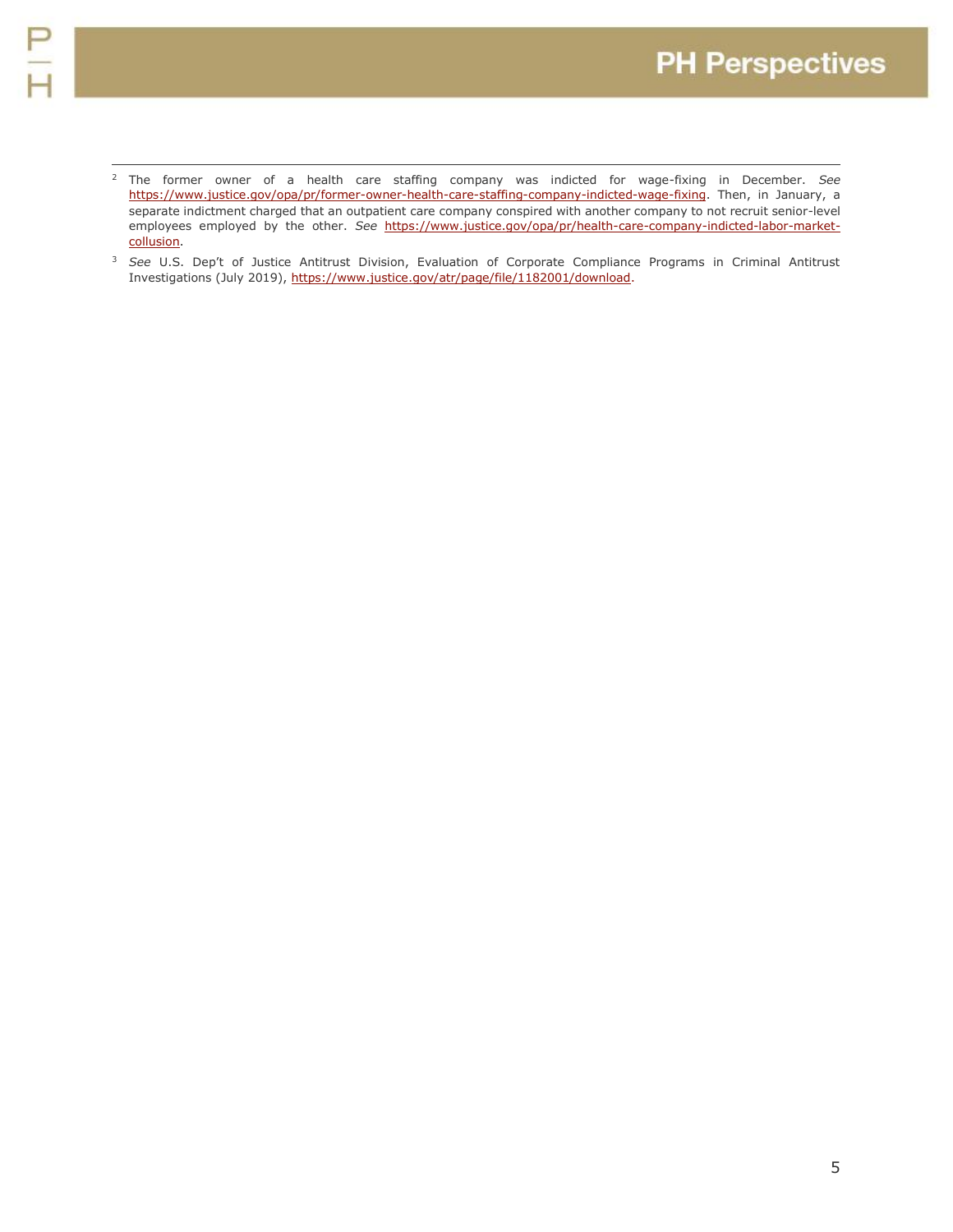[2] The former owner of a health care staffing company was indicted for wage-fixing in December. *See* https://www.justice.gov/opa/pr/former-owner-health-care-staffing-company-indicted-wage-fixing. Then, in January, a separate indictment charged that an outpatient care company conspired with another company to not recruit senior-level employees employed by the other. *See* https://www.justice.gov/opa/pr/health-care-company-indicted-labor-market-collusion.

[3] *See* U.S. Dep't of Justice Antitrust Division, Evaluation of Corporate Compliance Programs in Criminal Antitrust Investigations (July 2019), https://www.justice.gov/atr/page/file/1182001/download.